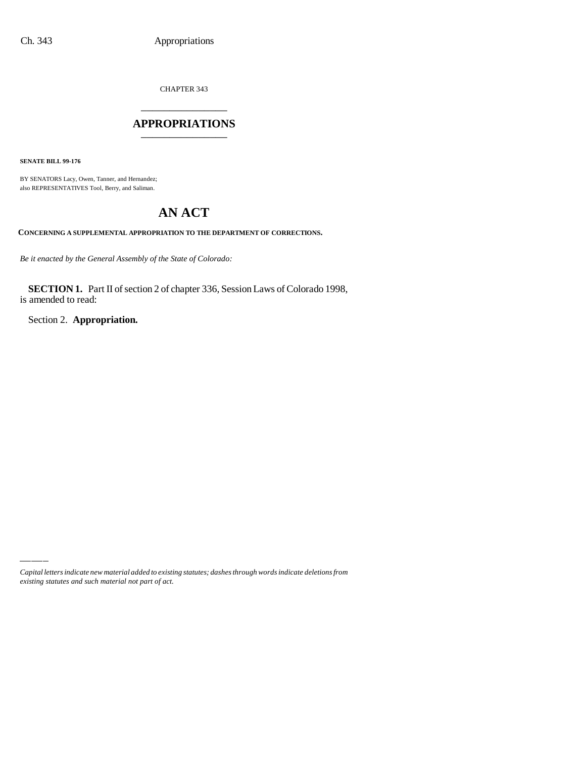CHAPTER 343

# APPROPRIATIONS

**SENATE BILL 99-176**

BY SENATORS Lacy, Owen, Tanner, and Hernandez;
also REPRESENTATIVES Tool, Berry, and Saliman.

# AN ACT

**CONCERNING A SUPPLEMENTAL APPROPRIATION TO THE DEPARTMENT OF CORRECTIONS.**

*Be it enacted by the General Assembly of the State of Colorado:*

**SECTION 1.** Part II of section 2 of chapter 336, Session Laws of Colorado 1998, is amended to read:

Section 2. **Appropriation.**

*Capital letters indicate new material added to existing statutes; dashes through words indicate deletions from existing statutes and such material not part of act.*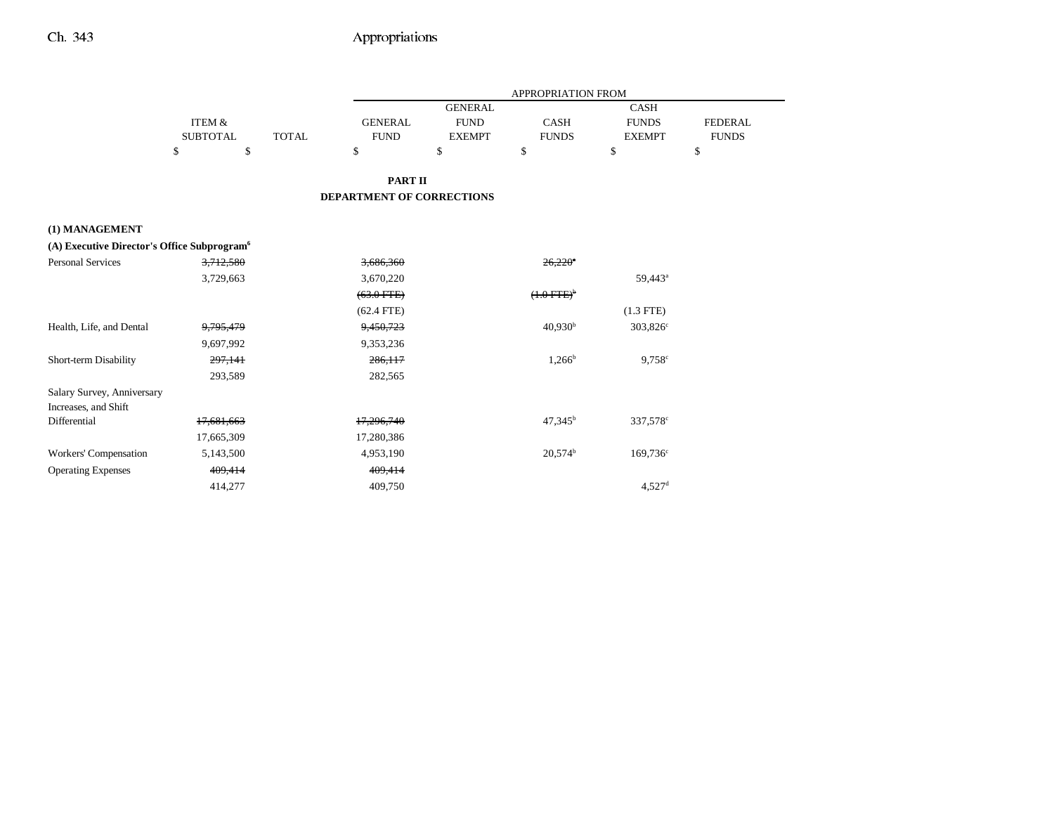| | ITEM & SUBTOTAL | TOTAL | GENERAL FUND | GENERAL FUND EXEMPT | CASH FUNDS | CASH FUNDS EXEMPT | FEDERAL FUNDS |
|---|---|---|---|---|---|---|---|
| | | | APPROPRIATION FROM | | | | |
| | $ | $ | $ | $ | $ | $ | $ |

**PART II**
**DEPARTMENT OF CORRECTIONS**

**(1) MANAGEMENT**

**(A) Executive Director's Office Subprogram[6]**

| | ITEM & SUBTOTAL | TOTAL | GENERAL FUND | GENERAL FUND EXEMPT | CASH FUNDS | CASH FUNDS EXEMPT | FEDERAL FUNDS |
|---|---|---|---|---|---|---|---|
| Personal Services | ~~3,712,580~~ | | ~~3,686,360~~ | | ~~26,220[a]~~ | | |
| | 3,729,663 | | 3,670,220 | | | 59,443[a] | |
| | | | ~~(63.0 FTE)~~ | | ~~(1.0 FTE)[b]~~ | | |
| | | | (62.4 FTE) | | | (1.3 FTE) | |
| Health, Life, and Dental | ~~9,795,479~~ | | ~~9,450,723~~ | | 40,930[b] | 303,826[c] | |
| | 9,697,992 | | 9,353,236 | | | | |
| Short-term Disability | ~~297,141~~ | | ~~286,117~~ | | 1,266[b] | 9,758[c] | |
| | 293,589 | | 282,565 | | | | |
| Salary Survey, Anniversary Increases, and Shift Differential | ~~17,681,663~~ | | ~~17,296,740~~ | | 47,345[b] | 337,578[c] | |
| | 17,665,309 | | 17,280,386 | | | | |
| Workers' Compensation | 5,143,500 | | 4,953,190 | | 20,574[b] | 169,736[c] | |
| Operating Expenses | ~~409,414~~ | | ~~409,414~~ | | | | |
| | 414,277 | | 409,750 | | | 4,527[d] | |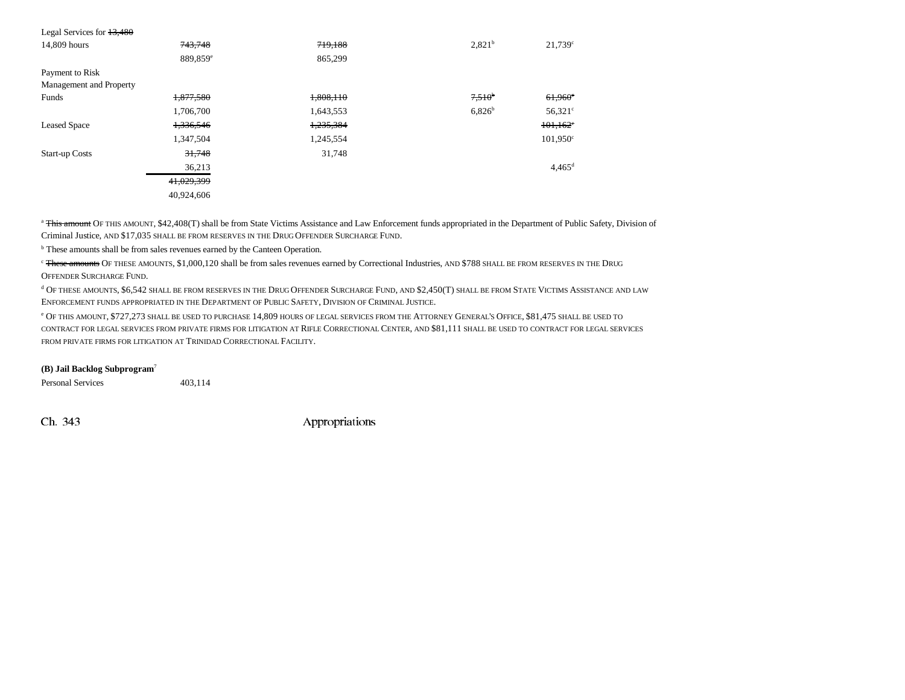| | | | | | |
|---|---|---|---|---|---|
| Legal Services for ~~13,480~~ 14,809 hours | ~~743,748~~ | ~~719,188~~ | | 2,821[b] | 21,739[c] |
| | 889,859[e] | 865,299 | | | |
| Payment to Risk Management and Property Funds | ~~1,877,580~~ | ~~1,808,110~~ | | ~~7,510[b]~~ | ~~61,960[c]~~ |
| | 1,706,700 | 1,643,553 | | 6,826[b] | 56,321[c] |
| Leased Space | ~~1,336,546~~ | ~~1,235,384~~ | | | ~~101,162[c]~~ |
| | 1,347,504 | 1,245,554 | | | 101,950[c] |
| Start-up Costs | ~~31,748~~ | 31,748 | | | |
| | 36,213 | | | | 4,465[d] |
| | ~~41,029,399~~ | | | | |
| | 40,924,606 | | | | |

[a] ~~This amount~~ OF THIS AMOUNT, $42,408(T) shall be from State Victims Assistance and Law Enforcement funds appropriated in the Department of Public Safety, Division of Criminal Justice, AND $17,035 SHALL BE FROM RESERVES IN THE DRUG OFFENDER SURCHARGE FUND.

[b] These amounts shall be from sales revenues earned by the Canteen Operation.

[c] ~~These amounts~~ OF THESE AMOUNTS, $1,000,120 shall be from sales revenues earned by Correctional Industries, AND $788 SHALL BE FROM RESERVES IN THE DRUG OFFENDER SURCHARGE FUND.

[d] OF THESE AMOUNTS, $6,542 SHALL BE FROM RESERVES IN THE DRUG OFFENDER SURCHARGE FUND, AND $2,450(T) SHALL BE FROM STATE VICTIMS ASSISTANCE AND LAW ENFORCEMENT FUNDS APPROPRIATED IN THE DEPARTMENT OF PUBLIC SAFETY, DIVISION OF CRIMINAL JUSTICE.

[e] OF THIS AMOUNT, $727,273 SHALL BE USED TO PURCHASE 14,809 HOURS OF LEGAL SERVICES FROM THE ATTORNEY GENERAL'S OFFICE, $81,475 SHALL BE USED TO CONTRACT FOR LEGAL SERVICES FROM PRIVATE FIRMS FOR LITIGATION AT RIFLE CORRECTIONAL CENTER, AND $81,111 SHALL BE USED TO CONTRACT FOR LEGAL SERVICES FROM PRIVATE FIRMS FOR LITIGATION AT TRINIDAD CORRECTIONAL FACILITY.

**(B) Jail Backlog Subprogram**[7]

| | |
|---|---|
| Personal Services | 403,114 |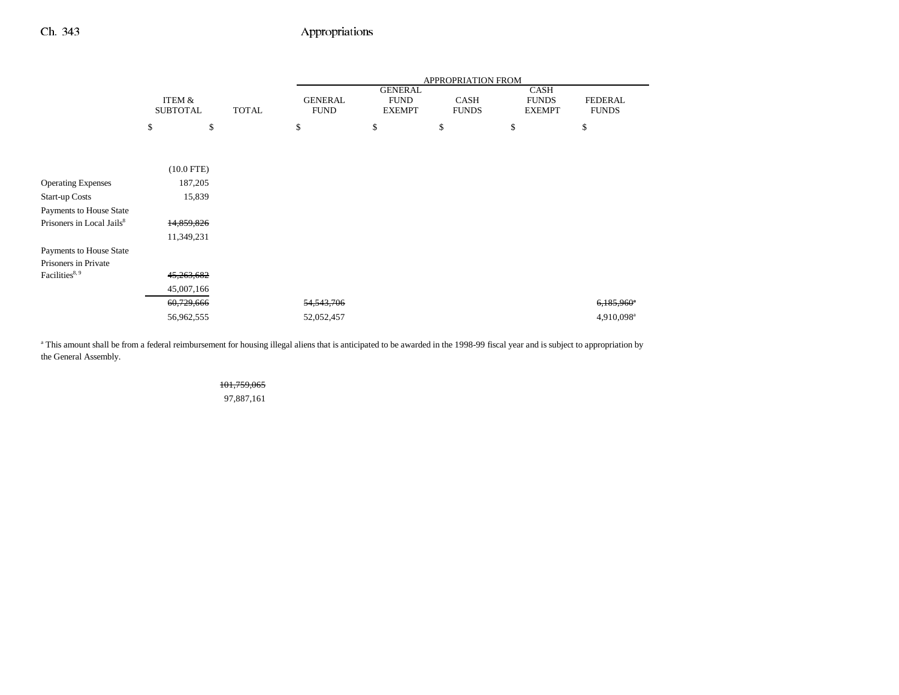| | ITEM & SUBTOTAL | TOTAL | APPROPRIATION FROM GENERAL FUND | GENERAL FUND EXEMPT | CASH FUNDS | CASH FUNDS EXEMPT | FEDERAL FUNDS |
|---|---|---|---|---|---|---|---|
| | $ | $ | $ | $ | $ | $ | $ |
| | (10.0 FTE) | | | | | | |
| Operating Expenses | 187,205 | | | | | | |
| Start-up Costs | 15,839 | | | | | | |
| Payments to House State Prisoners in Local Jails[8] | ~~14,859,826~~ 11,349,231 | | | | | | |
| Payments to House State Prisoners in Private Facilities[8, 9] | ~~45,263,682~~ 45,007,166 | | | | | | |
| | ~~60,729,666~~ 56,962,555 | | ~~54,543,706~~ 52,052,457 | | | | ~~6,185,960~~[a] 4,910,098[a] |

[a] This amount shall be from a federal reimbursement for housing illegal aliens that is anticipated to be awarded in the 1998-99 fiscal year and is subject to appropriation by the General Assembly.

| | ITEM & SUBTOTAL | TOTAL |
|---|---|---|
| | | ~~101,759,065~~ 97,887,161 |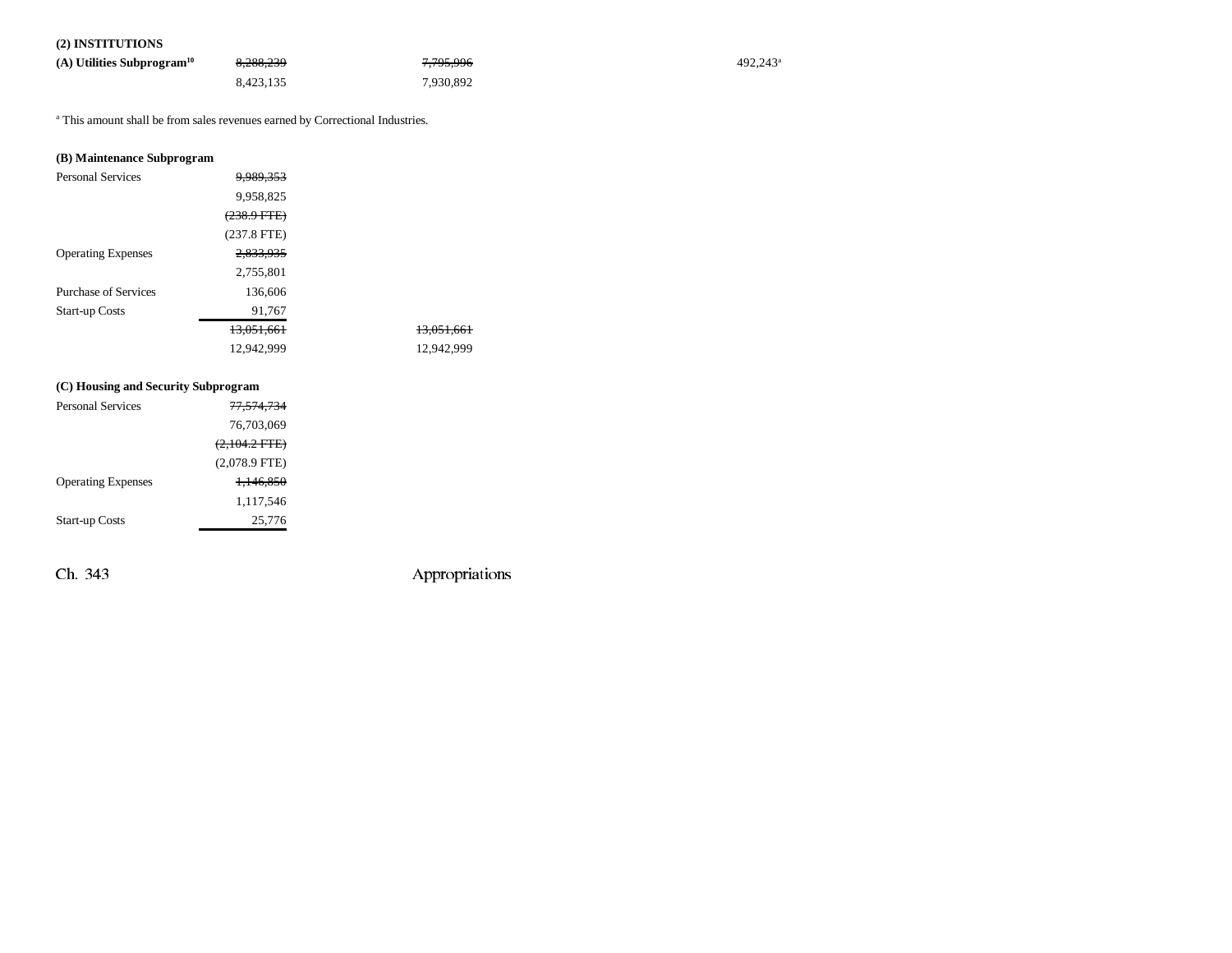**(2) INSTITUTIONS**

| | | | | |
|---|---|---|---|---|
| **(A) Utilities Subprogram**[10] | ~~8,288,239~~ | ~~7,795,996~~ | | 492,243[a] |
| | 8,423,135 | 7,930,892 | | |

[a] This amount shall be from sales revenues earned by Correctional Industries.

**(B) Maintenance Subprogram**

| | | |
|---|---|---|
| Personal Services | ~~9,989,353~~ | |
| | 9,958,825 | |
| | ~~(238.9 FTE)~~ | |
| | (237.8 FTE) | |
| Operating Expenses | ~~2,833,935~~ | |
| | 2,755,801 | |
| Purchase of Services | 136,606 | |
| Start-up Costs | 91,767 | |
| | ~~13,051,661~~ | ~~13,051,661~~ |
| | 12,942,999 | 12,942,999 |

**(C) Housing and Security Subprogram**

| | |
|---|---|
| Personal Services | ~~77,574,734~~ |
| | 76,703,069 |
| | ~~(2,104.2 FTE)~~ |
| | (2,078.9 FTE) |
| Operating Expenses | ~~1,146,850~~ |
| | 1,117,546 |
| Start-up Costs | 25,776 |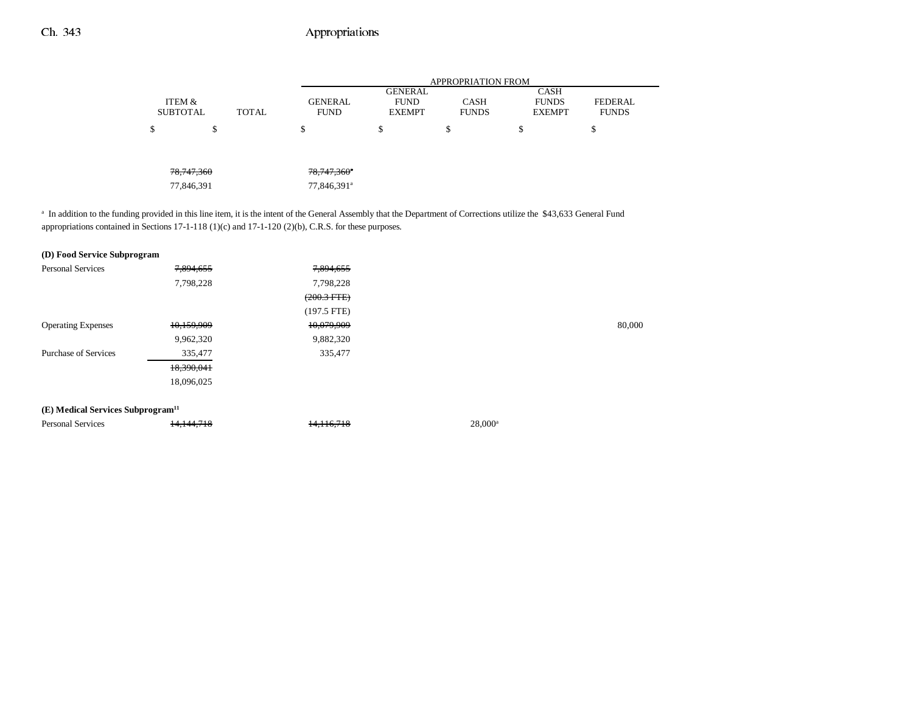| | ITEM & SUBTOTAL | TOTAL | GENERAL FUND | GENERAL FUND EXEMPT | CASH FUNDS | CASH FUNDS EXEMPT | FEDERAL FUNDS |
|---|---|---|---|---|---|---|---|
| | $ | $ | $ | $ | $ | $ | $ |
| | ~~78,747,360~~ | | ~~78,747,360~~[a] | | | | |
| | 77,846,391 | | 77,846,391[a] | | | | |

[a] In addition to the funding provided in this line item, it is the intent of the General Assembly that the Department of Corrections utilize the $43,633 General Fund appropriations contained in Sections 17-1-118 (1)(c) and 17-1-120 (2)(b), C.R.S. for these purposes.

| | ITEM & SUBTOTAL | TOTAL | GENERAL FUND | GENERAL FUND EXEMPT | CASH FUNDS | CASH FUNDS EXEMPT | FEDERAL FUNDS |
|---|---|---|---|---|---|---|---|
| **(D) Food Service Subprogram** | | | | | | | |
| Personal Services | ~~7,894,655~~ | | ~~7,894,655~~ | | | | |
| | 7,798,228 | | 7,798,228 | | | | |
| | | | ~~(200.3 FTE)~~ | | | | |
| | | | (197.5 FTE) | | | | |
| Operating Expenses | ~~10,159,909~~ | | ~~10,079,909~~ | | | | 80,000 |
| | 9,962,320 | | 9,882,320 | | | | |
| Purchase of Services | 335,477 | | 335,477 | | | | |
| | ~~18,390,041~~ | | | | | | |
| | 18,096,025 | | | | | | |
| **(E) Medical Services Subprogram**[11] | | | | | | | |
| Personal Services | ~~14,144,718~~ | | ~~14,116,718~~ | | 28,000[a] | | |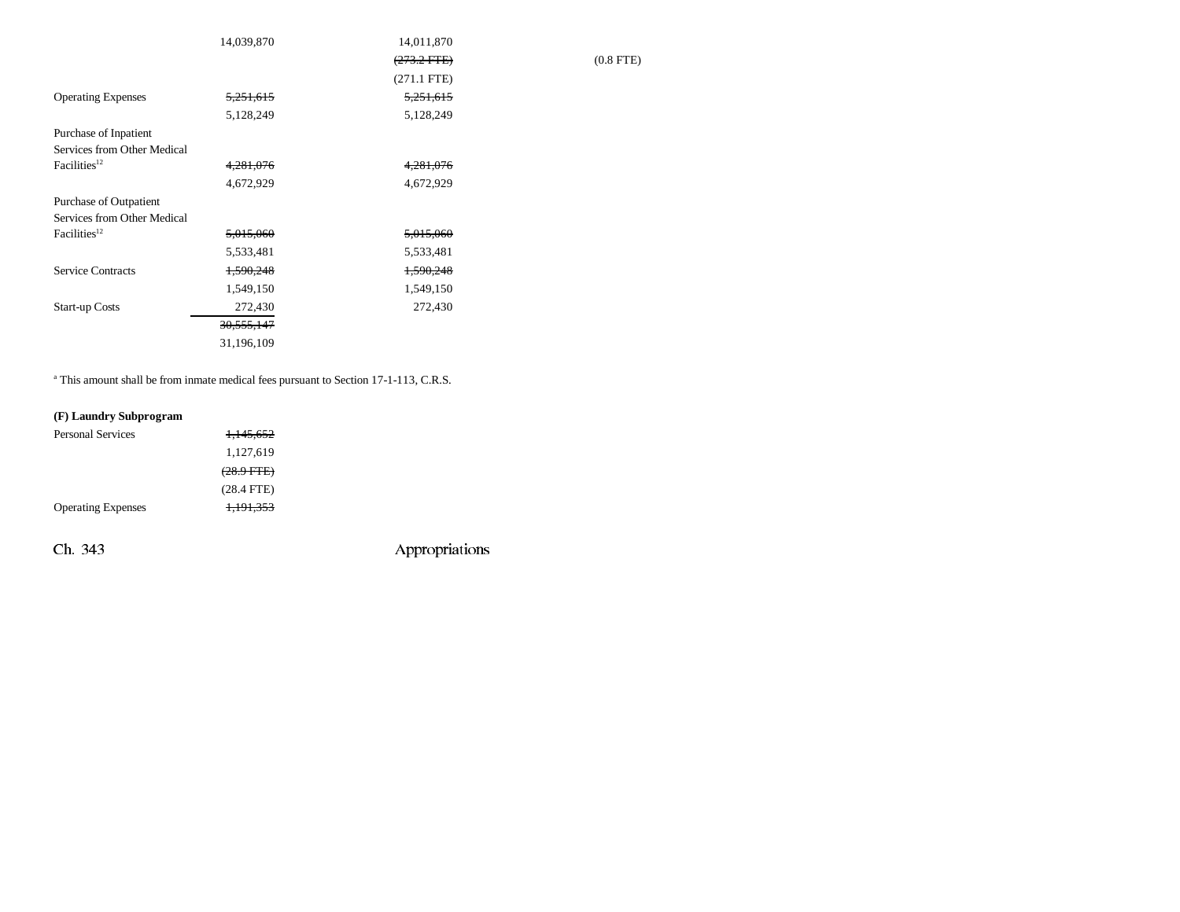| | | | |
|---|---|---|---|
| | 14,039,870 | 14,011,870 | |
| | | ~~(273.2 FTE)~~ | (0.8 FTE) |
| | | (271.1 FTE) | |
| Operating Expenses | ~~5,251,615~~ | ~~5,251,615~~ | |
| | 5,128,249 | 5,128,249 | |
| Purchase of Inpatient Services from Other Medical Facilities[12] | ~~4,281,076~~ | ~~4,281,076~~ | |
| | 4,672,929 | 4,672,929 | |
| Purchase of Outpatient Services from Other Medical Facilities[12] | ~~5,015,060~~ | ~~5,015,060~~ | |
| | 5,533,481 | 5,533,481 | |
| Service Contracts | ~~1,590,248~~ | ~~1,590,248~~ | |
| | 1,549,150 | 1,549,150 | |
| Start-up Costs | 272,430 | 272,430 | |
| | ~~30,555,147~~ | | |
| | 31,196,109 | | |

[a] This amount shall be from inmate medical fees pursuant to Section 17-1-113, C.R.S.

**(F) Laundry Subprogram**

| | |
|---|---|
| Personal Services | ~~1,145,652~~ |
| | 1,127,619 |
| | ~~(28.9 FTE)~~ |
| | (28.4 FTE) |
| Operating Expenses | ~~1,191,353~~ |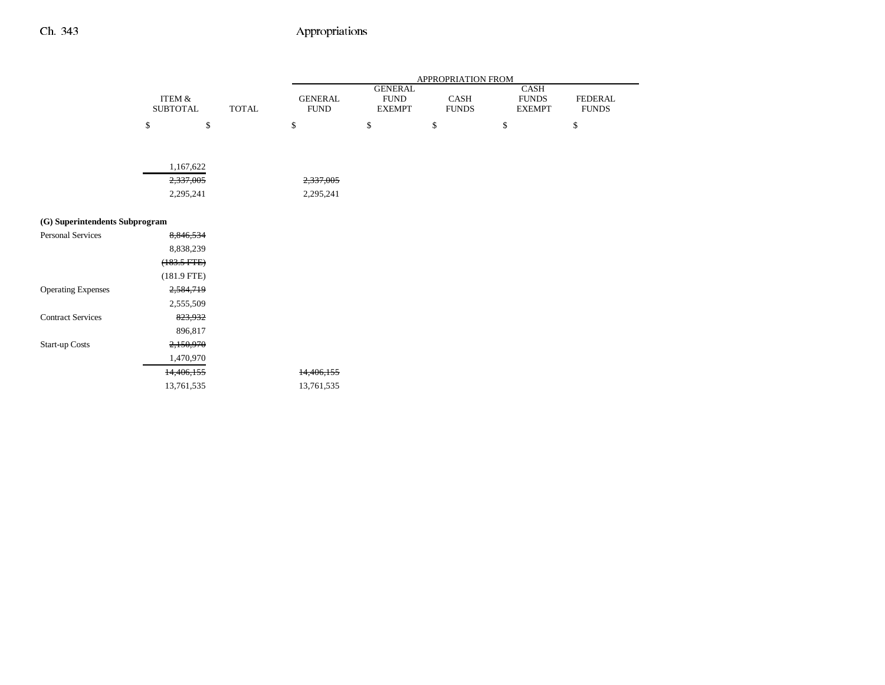| | ITEM & SUBTOTAL | TOTAL | GENERAL FUND | GENERAL FUND EXEMPT | CASH FUNDS | CASH FUNDS EXEMPT | FEDERAL FUNDS |
|---|---|---|---|---|---|---|---|
| | $ | $ | $ | $ | $ | $ | $ |
| | 1,167,622 | | | | | | |
| | ~~2,337,005~~ | | ~~2,337,005~~ | | | | |
| | 2,295,241 | | 2,295,241 | | | | |
| **(G) Superintendents Subprogram** | | | | | | | |
| Personal Services | ~~8,846,534~~ | | | | | | |
| | 8,838,239 | | | | | | |
| | ~~(183.5 FTE)~~ | | | | | | |
| | (181.9 FTE) | | | | | | |
| Operating Expenses | ~~2,584,719~~ | | | | | | |
| | 2,555,509 | | | | | | |
| Contract Services | ~~823,932~~ | | | | | | |
| | 896,817 | | | | | | |
| Start-up Costs | ~~2,150,970~~ | | | | | | |
| | 1,470,970 | | | | | | |
| | ~~14,406,155~~ | | ~~14,406,155~~ | | | | |
| | 13,761,535 | | 13,761,535 | | | | |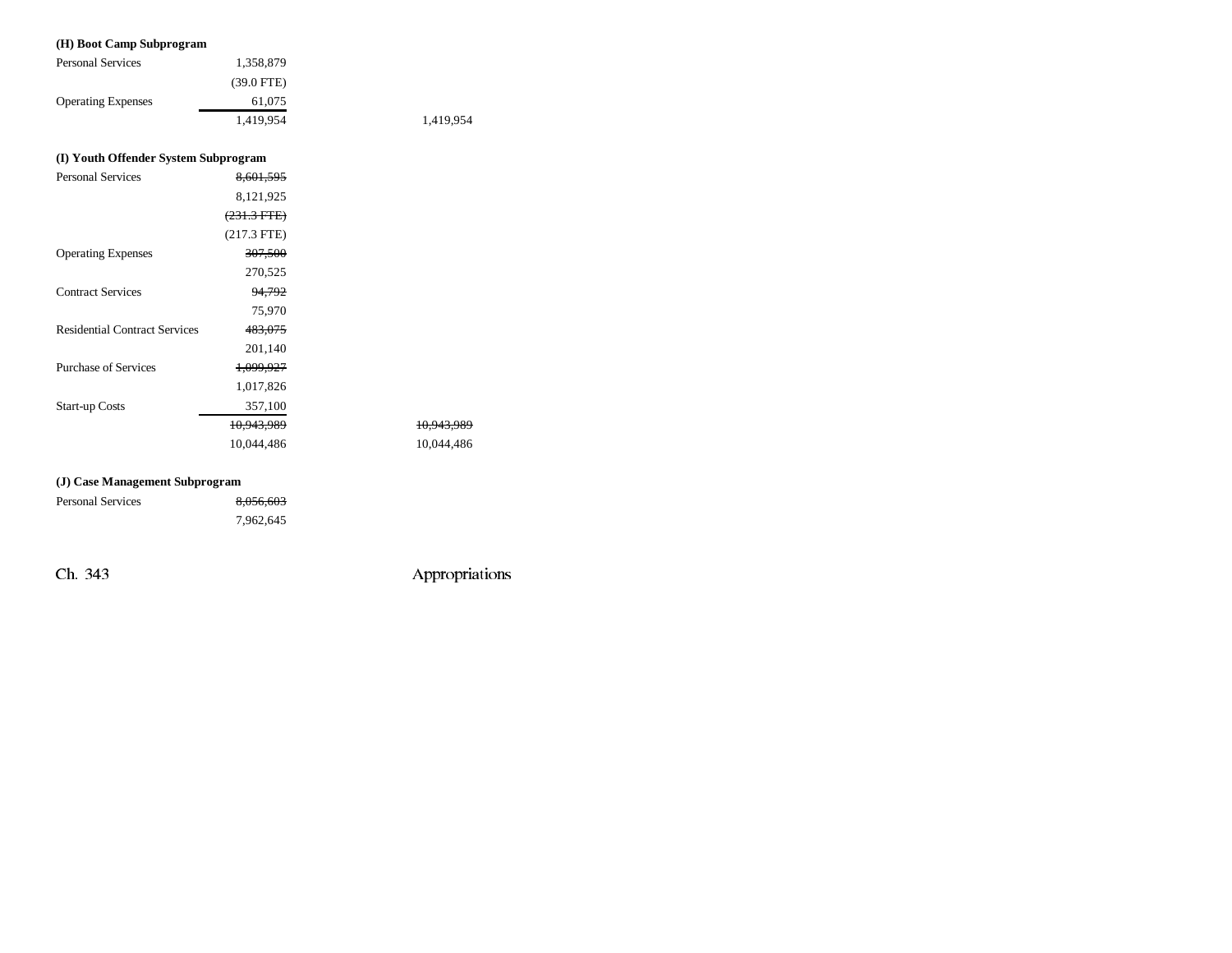**(H) Boot Camp Subprogram**

| | | |
|---|---|---|
| Personal Services | 1,358,879 | |
| | (39.0 FTE) | |
| Operating Expenses | 61,075 | |
| | 1,419,954 | 1,419,954 |

**(I) Youth Offender System Subprogram**

| | | |
|---|---|---|
| Personal Services | ~~8,601,595~~ | |
| | 8,121,925 | |
| | ~~(231.3 FTE)~~ | |
| | (217.3 FTE) | |
| Operating Expenses | ~~307,500~~ | |
| | 270,525 | |
| Contract Services | ~~94,792~~ | |
| | 75,970 | |
| Residential Contract Services | ~~483,075~~ | |
| | 201,140 | |
| Purchase of Services | ~~1,099,927~~ | |
| | 1,017,826 | |
| Start-up Costs | 357,100 | |
| | ~~10,943,989~~ | ~~10,943,989~~ |
| | 10,044,486 | 10,044,486 |

**(J) Case Management Subprogram**

| | | |
|---|---|---|
| Personal Services | ~~8,056,603~~ | |
| | 7,962,645 | |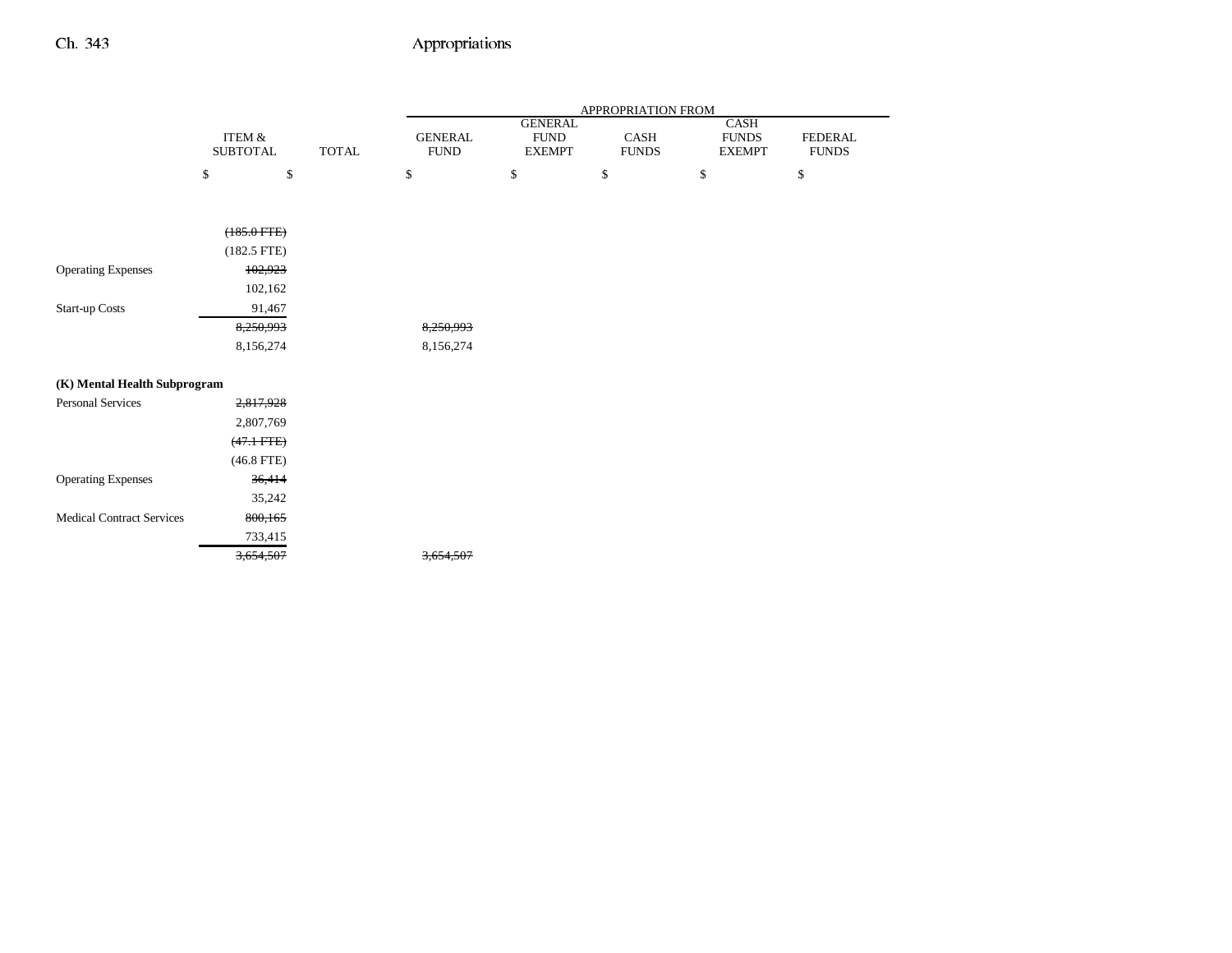| | ITEM & SUBTOTAL | TOTAL | GENERAL FUND | GENERAL FUND EXEMPT | CASH FUNDS | CASH FUNDS EXEMPT | FEDERAL FUNDS |
|---|---|---|---|---|---|---|---|
| | $ | $ | $ | $ | $ | $ | $ |
| | ~~(185.0 FTE)~~ | | | | | | |
| | (182.5 FTE) | | | | | | |
| Operating Expenses | ~~102,923~~ | | | | | | |
| | 102,162 | | | | | | |
| Start-up Costs | 91,467 | | | | | | |
| | ~~8,250,993~~ | | ~~8,250,993~~ | | | | |
| | 8,156,274 | | 8,156,274 | | | | |
| **(K) Mental Health Subprogram** | | | | | | | |
| Personal Services | ~~2,817,928~~ | | | | | | |
| | 2,807,769 | | | | | | |
| | ~~(47.1 FTE)~~ | | | | | | |
| | (46.8 FTE) | | | | | | |
| Operating Expenses | ~~36,414~~ | | | | | | |
| | 35,242 | | | | | | |
| Medical Contract Services | ~~800,165~~ | | | | | | |
| | 733,415 | | | | | | |
| | ~~3,654,507~~ | | ~~3,654,507~~ | | | | |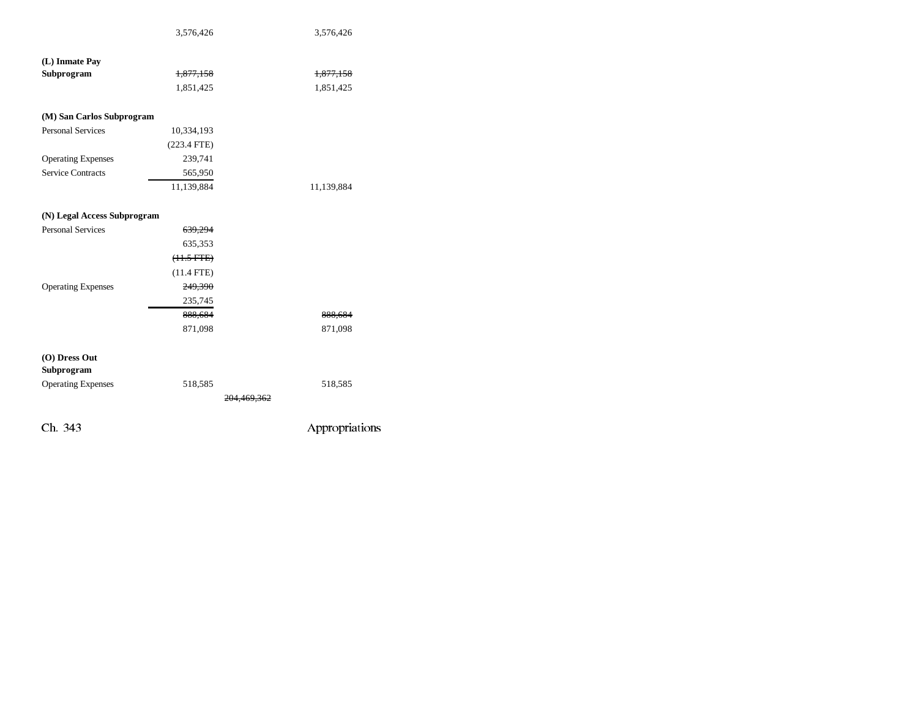| | | | |
|---|---|---|---|
| | 3,576,426 | | 3,576,426 |
| **(L) Inmate Pay Subprogram** | ~~1,877,158~~ | | ~~1,877,158~~ |
| | 1,851,425 | | 1,851,425 |
| **(M) San Carlos Subprogram** | | | |
| Personal Services | 10,334,193 | | |
| | (223.4 FTE) | | |
| Operating Expenses | 239,741 | | |
| Service Contracts | 565,950 | | |
| | 11,139,884 | | 11,139,884 |
| **(N) Legal Access Subprogram** | | | |
| Personal Services | ~~639,294~~ | | |
| | 635,353 | | |
| | ~~(11.5 FTE)~~ | | |
| | (11.4 FTE) | | |
| Operating Expenses | ~~249,390~~ | | |
| | 235,745 | | |
| | ~~888,684~~ | | ~~888,684~~ |
| | 871,098 | | 871,098 |
| **(O) Dress Out Subprogram** | | | |
| Operating Expenses | 518,585 | | 518,585 |
| | | ~~204,469,362~~ | |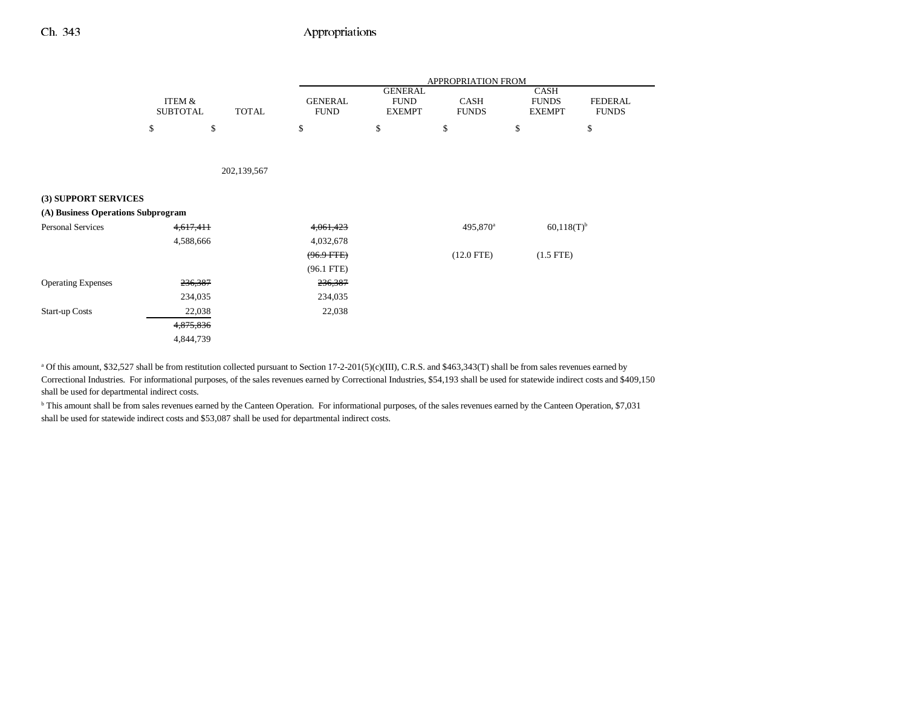| | ITEM & SUBTOTAL | TOTAL | GENERAL FUND | GENERAL FUND EXEMPT | CASH FUNDS | CASH FUNDS EXEMPT | FEDERAL FUNDS |
|---|---|---|---|---|---|---|---|
| | $ | $ | $ | $ | $ | $ | $ |
| | | 202,139,567 | | | | | |
| **(3) SUPPORT SERVICES** | | | | | | | |
| **(A) Business Operations Subprogram** | | | | | | | |
| Personal Services | ~~4,617,411~~ | | ~~4,061,423~~ | | 495,870[a] | 60,118(T)[b] | |
| | 4,588,666 | | 4,032,678 | | | | |
| | | | ~~(96.9 FTE)~~ | | (12.0 FTE) | (1.5 FTE) | |
| | | | (96.1 FTE) | | | | |
| Operating Expenses | ~~236,387~~ | | ~~236,387~~ | | | | |
| | 234,035 | | 234,035 | | | | |
| Start-up Costs | 22,038 | | 22,038 | | | | |
| | ~~4,875,836~~ | | | | | | |
| | 4,844,739 | | | | | | |

[a] Of this amount, $32,527 shall be from restitution collected pursuant to Section 17-2-201(5)(c)(III), C.R.S. and $463,343(T) shall be from sales revenues earned by Correctional Industries. For informational purposes, of the sales revenues earned by Correctional Industries, $54,193 shall be used for statewide indirect costs and $409,150 shall be used for departmental indirect costs.

[b] This amount shall be from sales revenues earned by the Canteen Operation. For informational purposes, of the sales revenues earned by the Canteen Operation, $7,031 shall be used for statewide indirect costs and $53,087 shall be used for departmental indirect costs.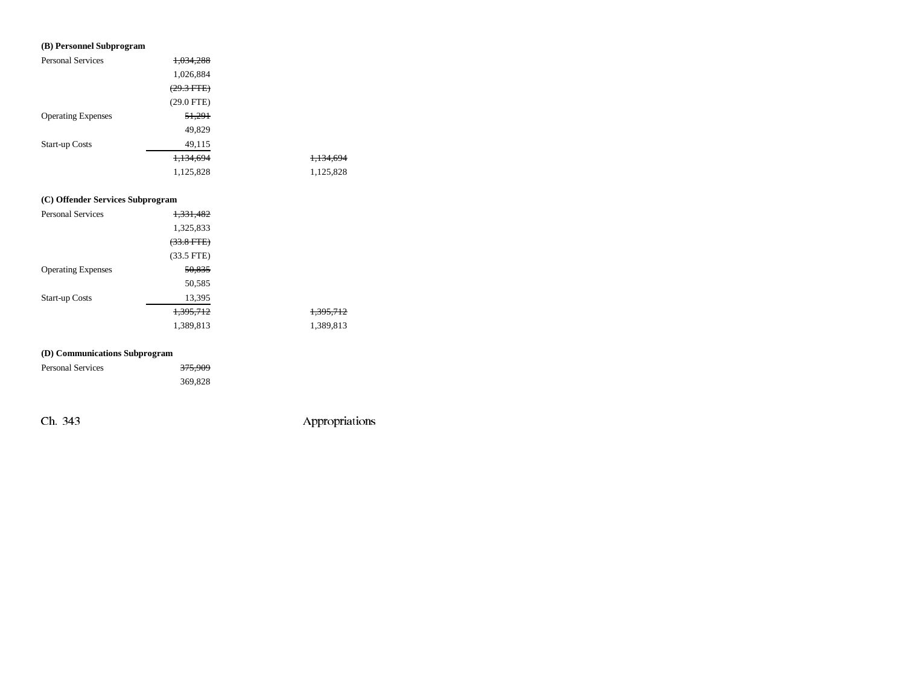**(B) Personnel Subprogram**

| | | |
|---|---|---|
| Personal Services | ~~1,034,288~~ | |
| | 1,026,884 | |
| | ~~(29.3 FTE)~~ | |
| | (29.0 FTE) | |
| Operating Expenses | ~~51,291~~ | |
| | 49,829 | |
| Start-up Costs | 49,115 | |
| | ~~1,134,694~~ | ~~1,134,694~~ |
| | 1,125,828 | 1,125,828 |

**(C) Offender Services Subprogram**

| | | |
|---|---|---|
| Personal Services | ~~1,331,482~~ | |
| | 1,325,833 | |
| | ~~(33.8 FTE)~~ | |
| | (33.5 FTE) | |
| Operating Expenses | ~~50,835~~ | |
| | 50,585 | |
| Start-up Costs | 13,395 | |
| | ~~1,395,712~~ | ~~1,395,712~~ |
| | 1,389,813 | 1,389,813 |

**(D) Communications Subprogram**

| | | |
|---|---|---|
| Personal Services | ~~375,909~~ | |
| | 369,828 | |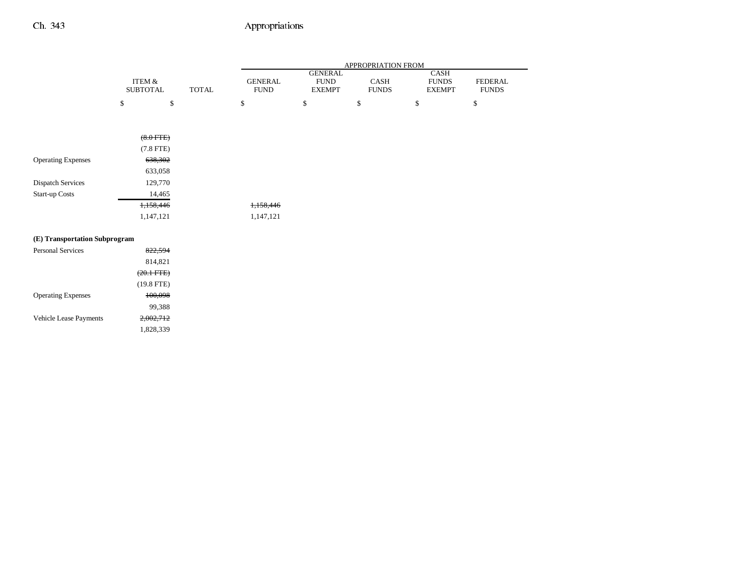|  | ITEM & SUBTOTAL | TOTAL | GENERAL FUND | GENERAL FUND EXEMPT | CASH FUNDS | CASH FUNDS EXEMPT | FEDERAL FUNDS |
|---|---|---|---|---|---|---|---|
|  | $ | $ | $ | $ | $ | $ | $ |
|  | ~~(8.0 FTE)~~ |  |  |  |  |  |  |
|  | (7.8 FTE) |  |  |  |  |  |  |
| Operating Expenses | ~~638,302~~ |  |  |  |  |  |  |
|  | 633,058 |  |  |  |  |  |  |
| Dispatch Services | 129,770 |  |  |  |  |  |  |
| Start-up Costs | 14,465 |  |  |  |  |  |  |
|  | ~~1,158,446~~ |  | ~~1,158,446~~ |  |  |  |  |
|  | 1,147,121 |  | 1,147,121 |  |  |  |  |
| **(E) Transportation Subprogram** |  |  |  |  |  |  |  |
| Personal Services | ~~822,594~~ |  |  |  |  |  |  |
|  | 814,821 |  |  |  |  |  |  |
|  | ~~(20.1 FTE)~~ |  |  |  |  |  |  |
|  | (19.8 FTE) |  |  |  |  |  |  |
| Operating Expenses | ~~100,098~~ |  |  |  |  |  |  |
|  | 99,388 |  |  |  |  |  |  |
| Vehicle Lease Payments | ~~2,002,712~~ |  |  |  |  |  |  |
|  | 1,828,339 |  |  |  |  |  |  |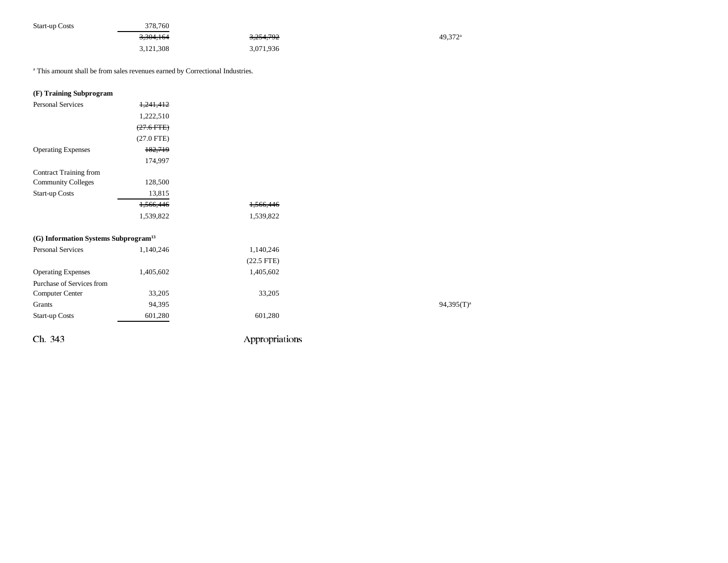| | | | | |
|---|---|---|---|---|
| Start-up Costs | 378,760 | | | |
| | ~~3,304,164~~ | ~~3,254,792~~ | | 49,372[a] |
| | 3,121,308 | 3,071,936 | | |

[a] This amount shall be from sales revenues earned by Correctional Industries.

**(F) Training Subprogram**

| | | | | |
|---|---|---|---|---|
| Personal Services | ~~1,241,412~~ | | | |
| | 1,222,510 | | | |
| | ~~(27.6 FTE)~~ | | | |
| | (27.0 FTE) | | | |
| Operating Expenses | ~~182,719~~ | | | |
| | 174,997 | | | |
| Contract Training from Community Colleges | 128,500 | | | |
| Start-up Costs | 13,815 | | | |
| | ~~1,566,446~~ | ~~1,566,446~~ | | |
| | 1,539,822 | 1,539,822 | | |

**(G) Information Systems Subprogram[13]**

| | | | | |
|---|---|---|---|---|
| Personal Services | 1,140,246 | 1,140,246 | | |
| | | (22.5 FTE) | | |
| Operating Expenses | 1,405,602 | 1,405,602 | | |
| Purchase of Services from Computer Center | 33,205 | 33,205 | | |
| Grants | 94,395 | | | 94,395(T)[a] |
| Start-up Costs | 601,280 | 601,280 | | |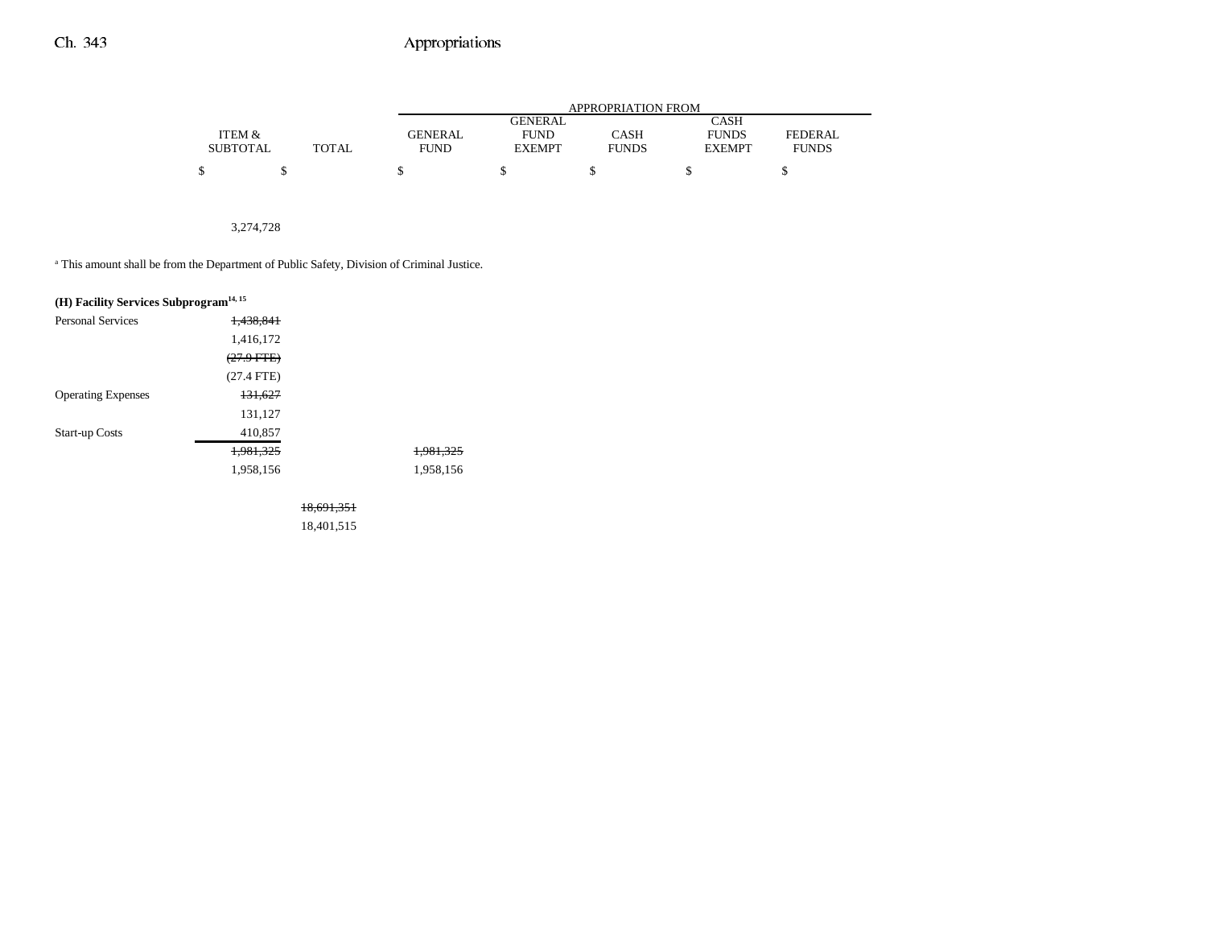| | ITEM & SUBTOTAL | TOTAL | GENERAL FUND | GENERAL FUND EXEMPT | CASH FUNDS | CASH FUNDS EXEMPT | FEDERAL FUNDS |
|---|---|---|---|---|---|---|---|
| | $ | $ | $ | $ | $ | $ | $ |
| | 3,274,728 | | | | | | |

[a] This amount shall be from the Department of Public Safety, Division of Criminal Justice.

| | ITEM & SUBTOTAL | TOTAL | GENERAL FUND | GENERAL FUND EXEMPT | CASH FUNDS | CASH FUNDS EXEMPT | FEDERAL FUNDS |
|---|---|---|---|---|---|---|---|
| **(H) Facility Services Subprogram[14, 15]** | | | | | | | |
| Personal Services | ~~1,438,841~~ | | | | | | |
| | 1,416,172 | | | | | | |
| | ~~(27.9 FTE)~~ | | | | | | |
| | (27.4 FTE) | | | | | | |
| Operating Expenses | ~~131,627~~ | | | | | | |
| | 131,127 | | | | | | |
| Start-up Costs | 410,857 | | | | | | |
| | ~~1,981,325~~ | | ~~1,981,325~~ | | | | |
| | 1,958,156 | | 1,958,156 | | | | |
| | | ~~18,691,351~~ | | | | | |
| | | 18,401,515 | | | | | |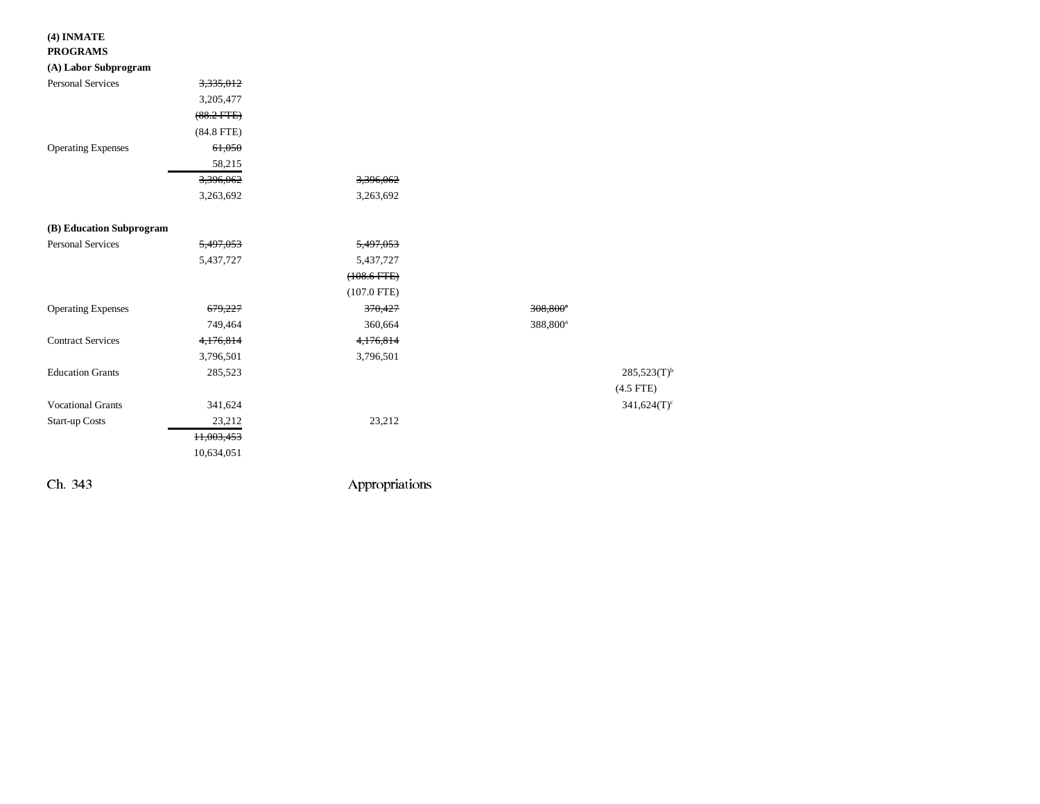**(4) INMATE PROGRAMS**

**(A) Labor Subprogram**

| | | | | |
|---|---|---|---|---|
| Personal Services | ~~3,335,012~~<br>3,205,477<br>~~(88.2 FTE)~~<br>(84.8 FTE) | | | |
| Operating Expenses | ~~61,050~~<br>58,215 | | | |
| | ~~3,396,062~~<br>3,263,692 | ~~3,396,062~~<br>3,263,692 | | |

**(B) Education Subprogram**

| | | | | |
|---|---|---|---|---|
| Personal Services | ~~5,497,053~~<br>5,437,727 | ~~5,497,053~~<br>5,437,727<br>~~(108.6 FTE)~~<br>(107.0 FTE) | | |
| Operating Expenses | ~~679,227~~<br>749,464 | ~~370,427~~<br>360,664 | ~~308,800[a]~~<br>388,800[a] | |
| Contract Services | ~~4,176,814~~<br>3,796,501 | ~~4,176,814~~<br>3,796,501 | | |
| Education Grants | 285,523 | | | 285,523(T)[b]<br>(4.5 FTE) |
| Vocational Grants | 341,624 | | | 341,624(T)[c] |
| Start-up Costs | 23,212 | 23,212 | | |
| | ~~11,003,453~~<br>10,634,051 | | | |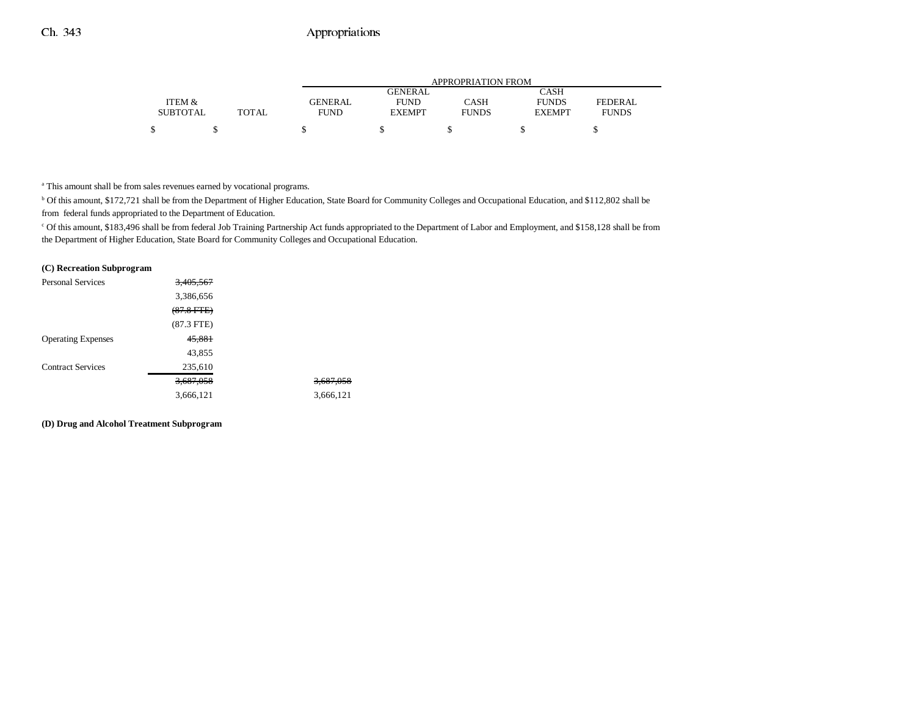| | ITEM & SUBTOTAL | TOTAL | GENERAL FUND | GENERAL FUND EXEMPT | CASH FUNDS | CASH FUNDS EXEMPT | FEDERAL FUNDS |
|---|---|---|---|---|---|---|---|
| | $ | $ | $ | $ | $ | $ | $ |

[a] This amount shall be from sales revenues earned by vocational programs.

[b] Of this amount, $172,721 shall be from the Department of Higher Education, State Board for Community Colleges and Occupational Education, and $112,802 shall be from federal funds appropriated to the Department of Education.

[c] Of this amount, $183,496 shall be from federal Job Training Partnership Act funds appropriated to the Department of Labor and Employment, and $158,128 shall be from the Department of Higher Education, State Board for Community Colleges and Occupational Education.

**(C) Recreation Subprogram**

| | ITEM & SUBTOTAL | TOTAL | GENERAL FUND | GENERAL FUND EXEMPT | CASH FUNDS | CASH FUNDS EXEMPT | FEDERAL FUNDS |
|---|---|---|---|---|---|---|---|
| Personal Services | ~~3,405,567~~ | | | | | | |
| | 3,386,656 | | | | | | |
| | ~~(87.8 FTE)~~ | | | | | | |
| | (87.3 FTE) | | | | | | |
| Operating Expenses | ~~45,881~~ | | | | | | |
| | 43,855 | | | | | | |
| Contract Services | 235,610 | | | | | | |
| | ~~3,687,058~~ | | ~~3,687,058~~ | | | | |
| | 3,666,121 | | 3,666,121 | | | | |

**(D) Drug and Alcohol Treatment Subprogram**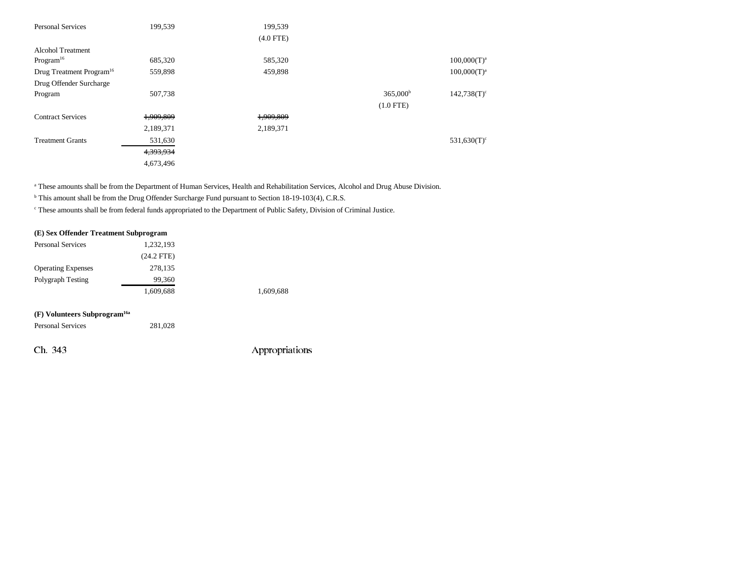| | | | | |
|---|---|---|---|---|
| Personal Services | 199,539 | 199,539<br>(4.0 FTE) | | |
| Alcohol Treatment Program[16] | 685,320 | 585,320 | | 100,000(T)[a] |
| Drug Treatment Program[16] | 559,898 | 459,898 | | 100,000(T)[a] |
| Drug Offender Surcharge Program | 507,738 | | 365,000[b]<br>(1.0 FTE) | 142,738(T)[c] |
| Contract Services | ~~1,909,809~~<br>2,189,371 | ~~1,909,809~~<br>2,189,371 | | |
| Treatment Grants | 531,630 | | | 531,630(T)[c] |
| | ~~4,393,934~~<br>4,673,496 | | | |

[a] These amounts shall be from the Department of Human Services, Health and Rehabilitation Services, Alcohol and Drug Abuse Division.

[b] This amount shall be from the Drug Offender Surcharge Fund pursuant to Section 18-19-103(4), C.R.S.

[c] These amounts shall be from federal funds appropriated to the Department of Public Safety, Division of Criminal Justice.

**(E) Sex Offender Treatment Subprogram**

| | | |
|---|---|---|
| Personal Services | 1,232,193<br>(24.2 FTE) | |
| Operating Expenses | 278,135 | |
| Polygraph Testing | 99,360 | |
| | 1,609,688 | 1,609,688 |

**(F) Volunteers Subprogram[16a]**

| | |
|---|---|
| Personal Services | 281,028 |

Ch. 343 Appropriations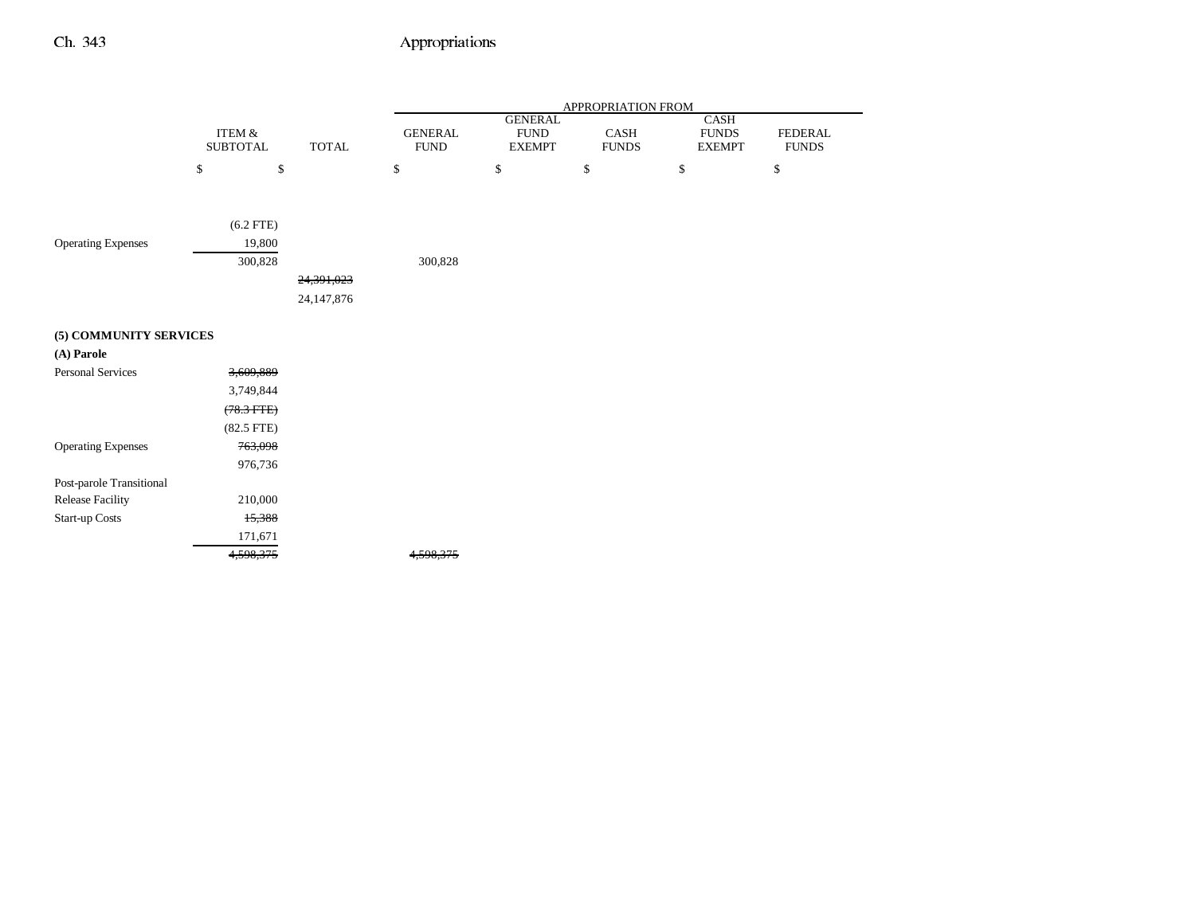| | ITEM & SUBTOTAL | TOTAL | APPROPRIATION FROM GENERAL FUND | GENERAL FUND EXEMPT | CASH FUNDS | CASH FUNDS EXEMPT | FEDERAL FUNDS |
|---|---|---|---|---|---|---|---|
| | $ | $ | $ | $ | $ | $ | $ |
| | (6.2 FTE) | | | | | | |
| Operating Expenses | 19,800 | | | | | | |
| | 300,828 | | 300,828 | | | | |
| | | ~~24,391,023~~ | | | | | |
| | | 24,147,876 | | | | | |
| **(5) COMMUNITY SERVICES** | | | | | | | |
| **(A) Parole** | | | | | | | |
| Personal Services | ~~3,609,889~~ | | | | | | |
| | 3,749,844 | | | | | | |
| | ~~(78.3 FTE)~~ | | | | | | |
| | (82.5 FTE) | | | | | | |
| Operating Expenses | ~~763,098~~ | | | | | | |
| | 976,736 | | | | | | |
| Post-parole Transitional Release Facility | 210,000 | | | | | | |
| Start-up Costs | ~~15,388~~ | | | | | | |
| | 171,671 | | | | | | |
| | ~~4,598,375~~ | | ~~4,598,375~~ | | | | |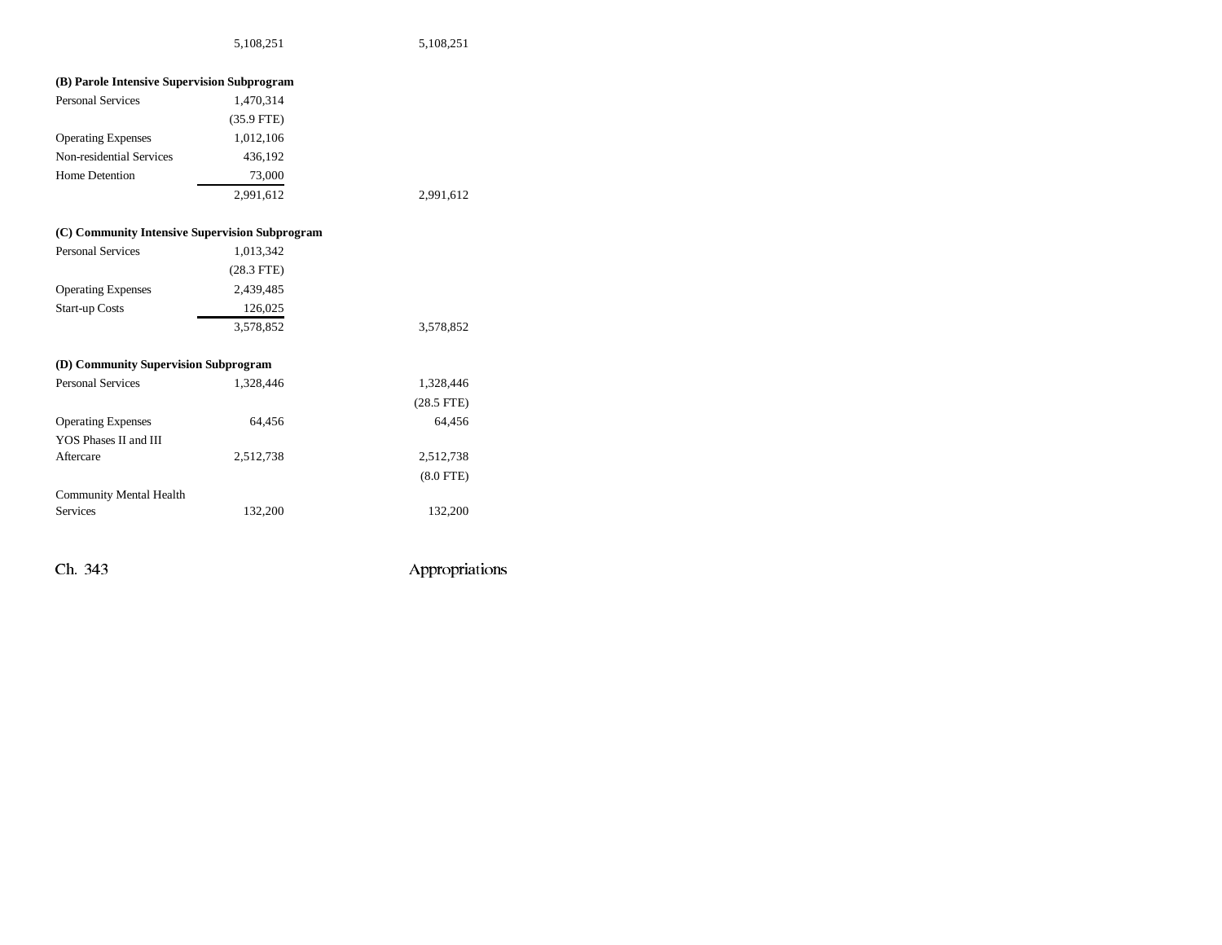| | | |
|---|---|---|
| | 5,108,251 | 5,108,251 |
| **(B) Parole Intensive Supervision Subprogram** | | |
| Personal Services | 1,470,314 | |
| | (35.9 FTE) | |
| Operating Expenses | 1,012,106 | |
| Non-residential Services | 436,192 | |
| Home Detention | 73,000 | |
| | 2,991,612 | 2,991,612 |
| **(C) Community Intensive Supervision Subprogram** | | |
| Personal Services | 1,013,342 | |
| | (28.3 FTE) | |
| Operating Expenses | 2,439,485 | |
| Start-up Costs | 126,025 | |
| | 3,578,852 | 3,578,852 |
| **(D) Community Supervision Subprogram** | | |
| Personal Services | 1,328,446 | 1,328,446 |
| | | (28.5 FTE) |
| Operating Expenses | 64,456 | 64,456 |
| YOS Phases II and III Aftercare | 2,512,738 | 2,512,738 |
| | | (8.0 FTE) |
| Community Mental Health Services | 132,200 | 132,200 |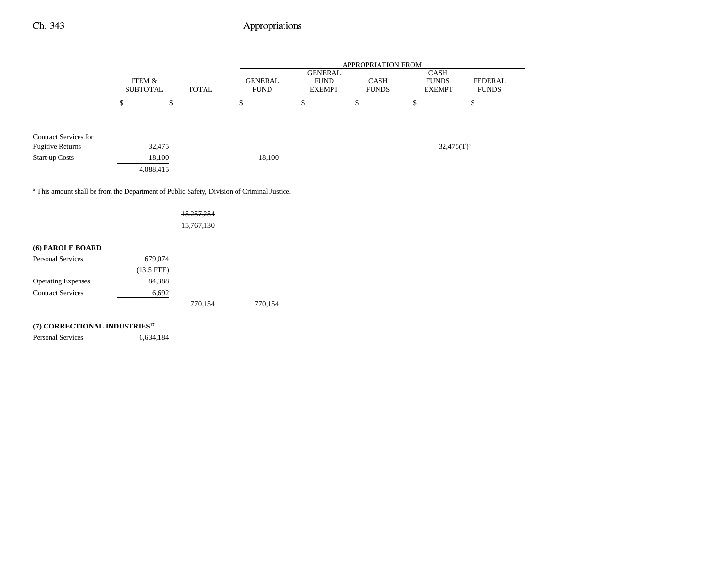| | ITEM & SUBTOTAL | TOTAL | APPROPRIATION FROM GENERAL FUND | GENERAL FUND EXEMPT | CASH FUNDS | CASH FUNDS EXEMPT | FEDERAL FUNDS |
|---|---|---|---|---|---|---|---|
| | $ | $ | $ | $ | $ | $ | $ |
| Contract Services for Fugitive Returns | 32,475 | | | | | 32,475(T)[a] | |
| Start-up Costs | 18,100 | | 18,100 | | | | |
| | 4,088,415 | | | | | | |

[a] This amount shall be from the Department of Public Safety, Division of Criminal Justice.

| | ITEM & SUBTOTAL | TOTAL | GENERAL FUND | GENERAL FUND EXEMPT | CASH FUNDS | CASH FUNDS EXEMPT | FEDERAL FUNDS |
|---|---|---|---|---|---|---|---|
| | | ~~15,257,254~~ | | | | | |
| | | 15,767,130 | | | | | |
| **(6) PAROLE BOARD** | | | | | | | |
| Personal Services | 679,074 | | | | | | |
| | (13.5 FTE) | | | | | | |
| Operating Expenses | 84,388 | | | | | | |
| Contract Services | 6,692 | | | | | | |
| | | 770,154 | 770,154 | | | | |
| **(7) CORRECTIONAL INDUSTRIES**[17] | | | | | | | |
| Personal Services | 6,634,184 | | | | | | |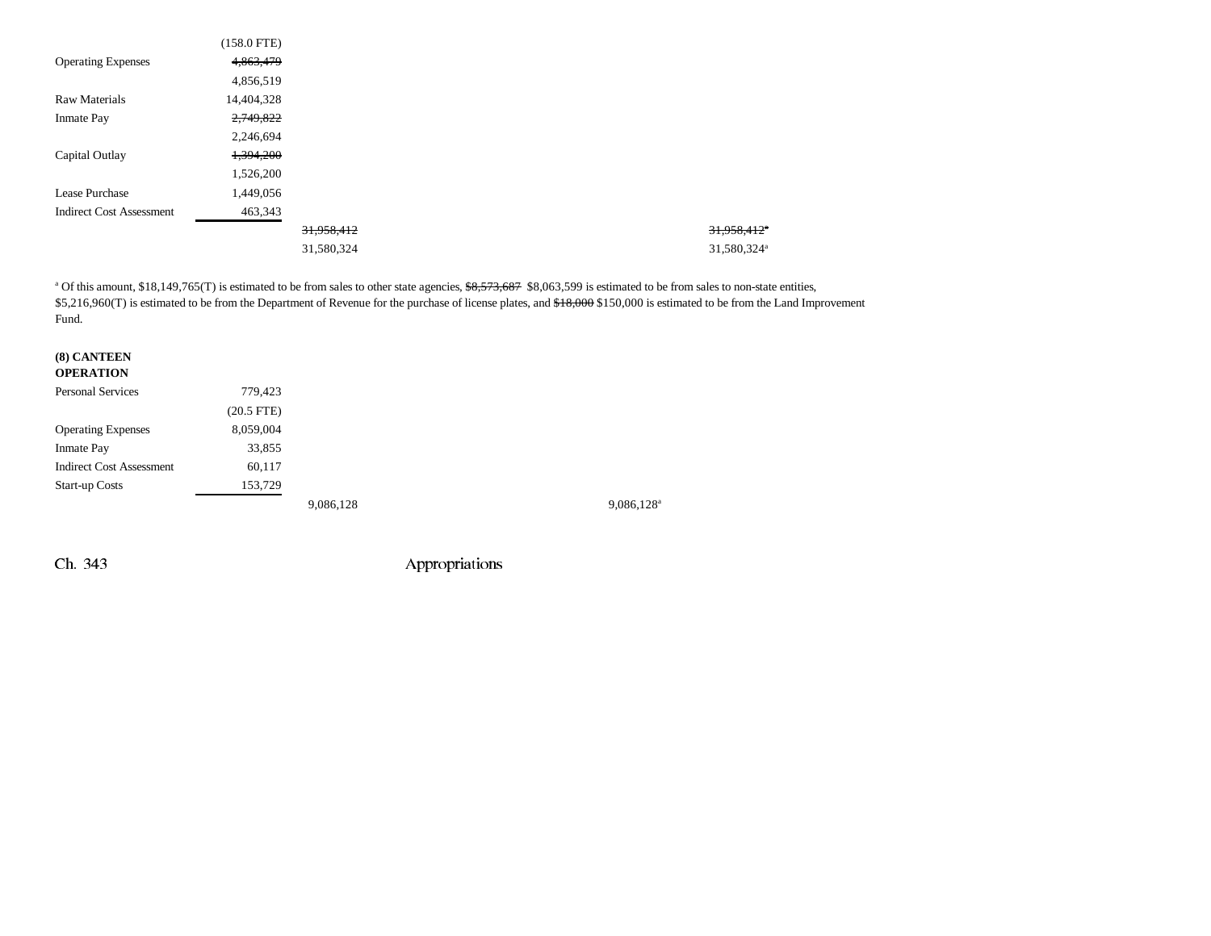| | | | | |
|---|---|---|---|---|
| | (158.0 FTE) | | | |
| Operating Expenses | ~~4,863,479~~ | | | |
| | 4,856,519 | | | |
| Raw Materials | 14,404,328 | | | |
| Inmate Pay | ~~2,749,822~~ | | | |
| | 2,246,694 | | | |
| Capital Outlay | ~~1,394,200~~ | | | |
| | 1,526,200 | | | |
| Lease Purchase | 1,449,056 | | | |
| Indirect Cost Assessment | 463,343 | | | |
| | | ~~31,958,412~~ | | ~~31,958,412~~[a] |
| | | 31,580,324 | | 31,580,324[a] |

[a] Of this amount, $18,149,765(T) is estimated to be from sales to other state agencies, ~~$8,573,687~~ $8,063,599 is estimated to be from sales to non-state entities, $5,216,960(T) is estimated to be from the Department of Revenue for the purchase of license plates, and ~~$18,000~~ $150,000 is estimated to be from the Land Improvement Fund.

**(8) CANTEEN OPERATION**

| | | | |
|---|---|---|---|
| Personal Services | 779,423 | | |
| | (20.5 FTE) | | |
| Operating Expenses | 8,059,004 | | |
| Inmate Pay | 33,855 | | |
| Indirect Cost Assessment | 60,117 | | |
| Start-up Costs | 153,729 | | |
| | | 9,086,128 | 9,086,128[a] |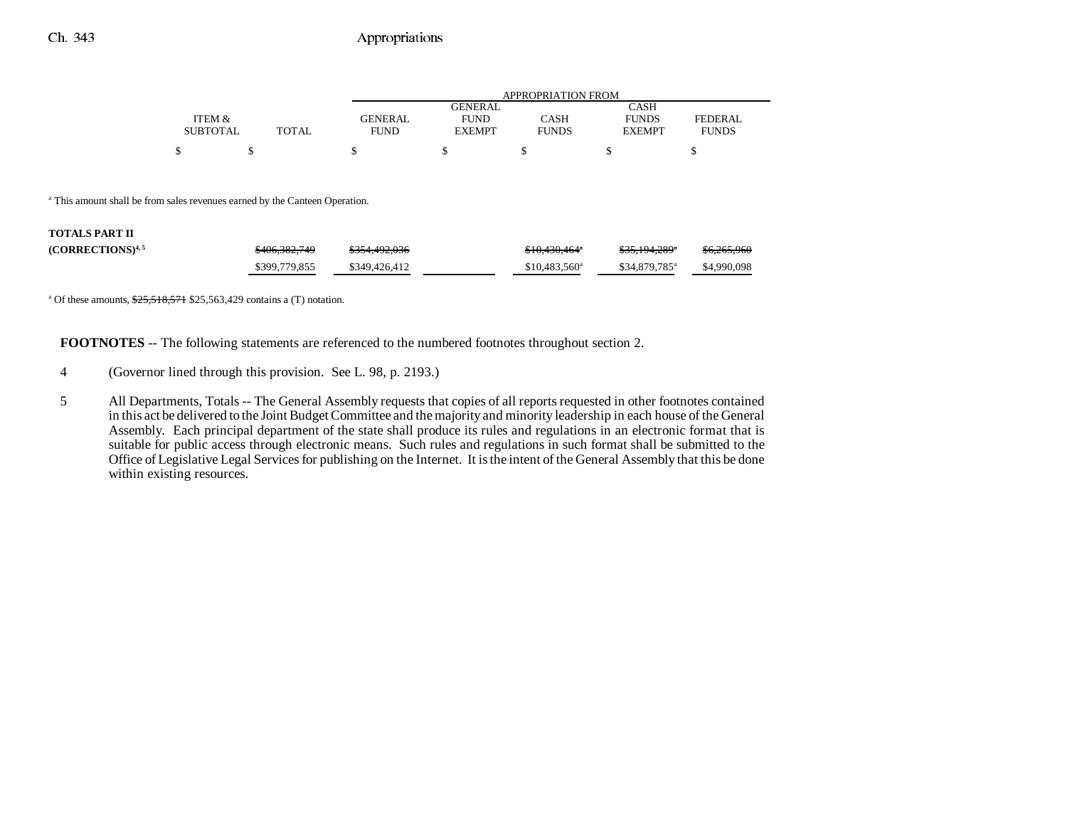| | ITEM & SUBTOTAL | TOTAL | APPROPRIATION FROM GENERAL FUND | GENERAL FUND EXEMPT | CASH FUNDS | CASH FUNDS EXEMPT | FEDERAL FUNDS |
|---|---|---|---|---|---|---|---|
| | $ | $ | $ | $ | $ | $ | $ |

[a] This amount shall be from sales revenues earned by the Canteen Operation.

| | ITEM & SUBTOTAL | TOTAL | GENERAL FUND | GENERAL FUND EXEMPT | CASH FUNDS | CASH FUNDS EXEMPT | FEDERAL FUNDS |
|---|---|---|---|---|---|---|---|
| **TOTALS PART II (CORRECTIONS)**[4, 5] | | ~~$406,382,749~~ | ~~$354,492,036~~ | | ~~$10,430,464~~[a] | ~~$35,194,289~~[a] | ~~$6,265,960~~ |
| | | $399,779,855 | $349,426,412 | | $10,483,560[a] | $34,879,785[a] | $4,990,098 |

[a] Of these amounts, ~~$25,518,571~~ $25,563,429 contains a (T) notation.

**FOOTNOTES** -- The following statements are referenced to the numbered footnotes throughout section 2.

4 (Governor lined through this provision. See L. 98, p. 2193.)

5 All Departments, Totals -- The General Assembly requests that copies of all reports requested in other footnotes contained in this act be delivered to the Joint Budget Committee and the majority and minority leadership in each house of the General Assembly. Each principal department of the state shall produce its rules and regulations in an electronic format that is suitable for public access through electronic means. Such rules and regulations in such format shall be submitted to the Office of Legislative Legal Services for publishing on the Internet. It is the intent of the General Assembly that this be done within existing resources.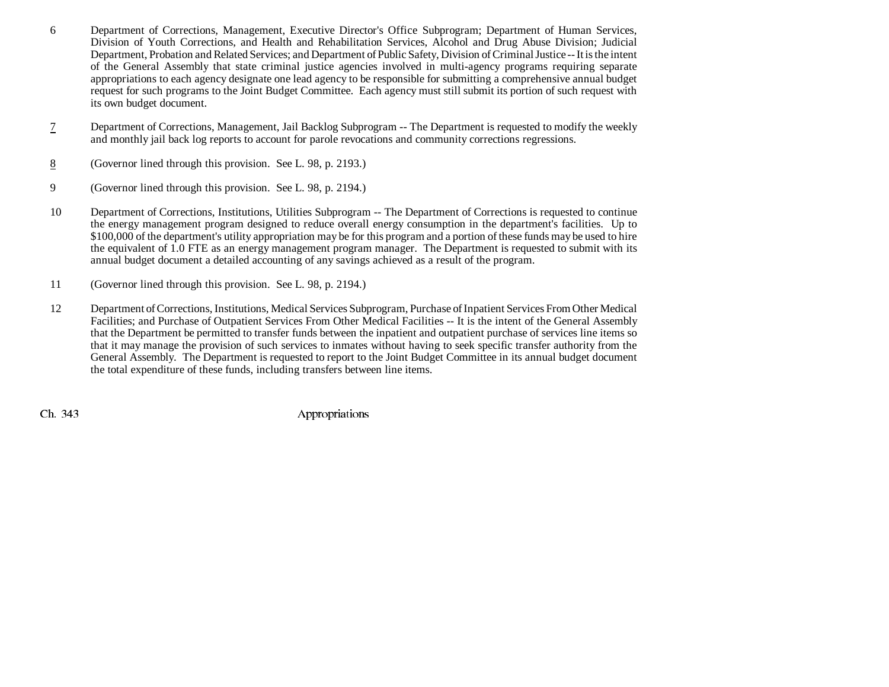6 Department of Corrections, Management, Executive Director's Office Subprogram; Department of Human Services, Division of Youth Corrections, and Health and Rehabilitation Services, Alcohol and Drug Abuse Division; Judicial Department, Probation and Related Services; and Department of Public Safety, Division of Criminal Justice -- It is the intent of the General Assembly that state criminal justice agencies involved in multi-agency programs requiring separate appropriations to each agency designate one lead agency to be responsible for submitting a comprehensive annual budget request for such programs to the Joint Budget Committee. Each agency must still submit its portion of such request with its own budget document.

7 Department of Corrections, Management, Jail Backlog Subprogram -- The Department is requested to modify the weekly and monthly jail back log reports to account for parole revocations and community corrections regressions.

8 (Governor lined through this provision. See L. 98, p. 2193.)

9 (Governor lined through this provision. See L. 98, p. 2194.)

10 Department of Corrections, Institutions, Utilities Subprogram -- The Department of Corrections is requested to continue the energy management program designed to reduce overall energy consumption in the department's facilities. Up to $100,000 of the department's utility appropriation may be for this program and a portion of these funds may be used to hire the equivalent of 1.0 FTE as an energy management program manager. The Department is requested to submit with its annual budget document a detailed accounting of any savings achieved as a result of the program.

11 (Governor lined through this provision. See L. 98, p. 2194.)

12 Department of Corrections, Institutions, Medical Services Subprogram, Purchase of Inpatient Services From Other Medical Facilities; and Purchase of Outpatient Services From Other Medical Facilities -- It is the intent of the General Assembly that the Department be permitted to transfer funds between the inpatient and outpatient purchase of services line items so that it may manage the provision of such services to inmates without having to seek specific transfer authority from the General Assembly. The Department is requested to report to the Joint Budget Committee in its annual budget document the total expenditure of these funds, including transfers between line items.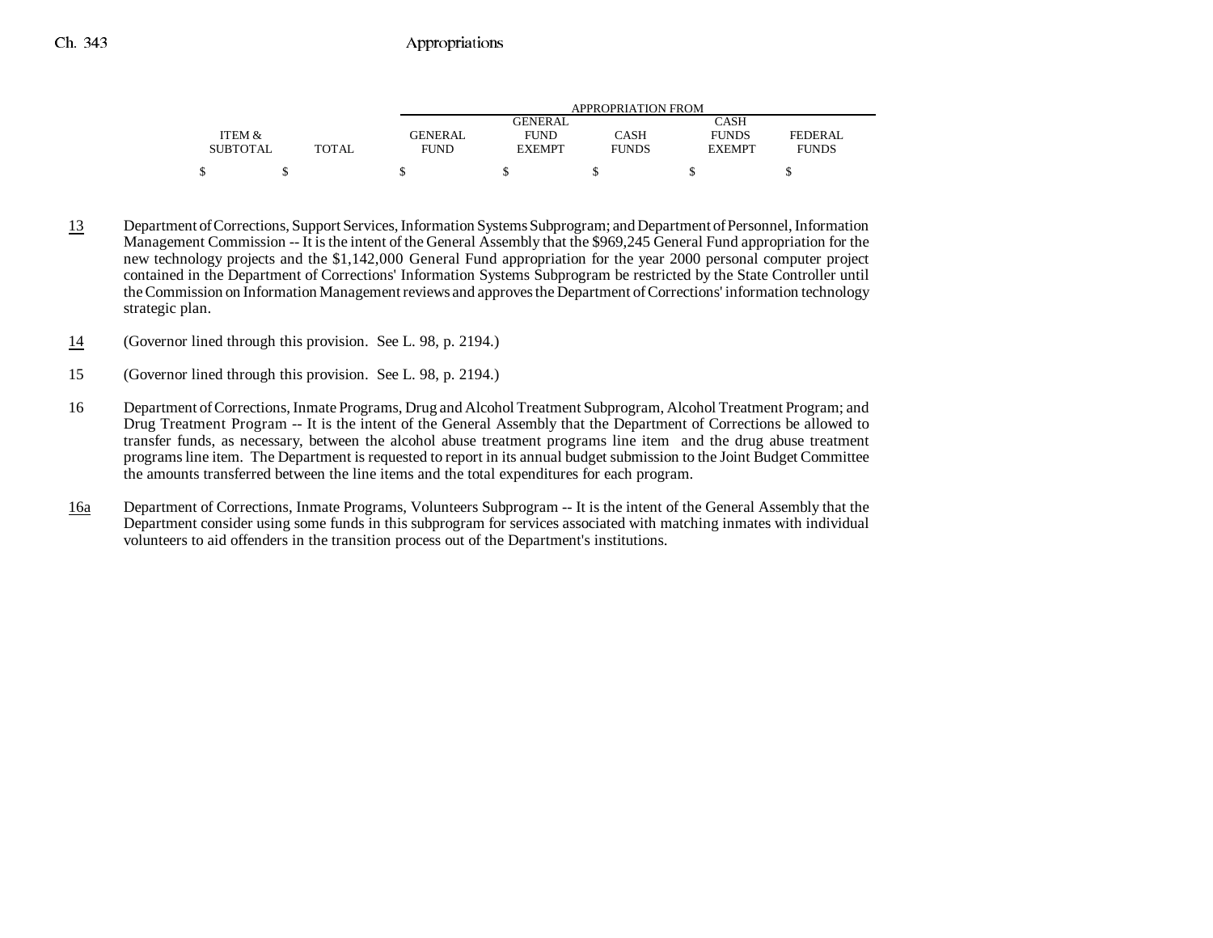| ITEM & SUBTOTAL | TOTAL | APPROPRIATION FROM GENERAL FUND | GENERAL FUND EXEMPT | CASH FUNDS | CASH FUNDS EXEMPT | FEDERAL FUNDS |
|---|---|---|---|---|---|---|
| $ | $ | $ | $ | $ | $ | $ |

13 Department of Corrections, Support Services, Information Systems Subprogram; and Department of Personnel, Information Management Commission -- It is the intent of the General Assembly that the $969,245 General Fund appropriation for the new technology projects and the $1,142,000 General Fund appropriation for the year 2000 personal computer project contained in the Department of Corrections' Information Systems Subprogram be restricted by the State Controller until the Commission on Information Management reviews and approves the Department of Corrections' information technology strategic plan.

14 (Governor lined through this provision. See L. 98, p. 2194.)

15 (Governor lined through this provision. See L. 98, p. 2194.)

16 Department of Corrections, Inmate Programs, Drug and Alcohol Treatment Subprogram, Alcohol Treatment Program; and Drug Treatment Program -- It is the intent of the General Assembly that the Department of Corrections be allowed to transfer funds, as necessary, between the alcohol abuse treatment programs line item and the drug abuse treatment programs line item. The Department is requested to report in its annual budget submission to the Joint Budget Committee the amounts transferred between the line items and the total expenditures for each program.

16a Department of Corrections, Inmate Programs, Volunteers Subprogram -- It is the intent of the General Assembly that the Department consider using some funds in this subprogram for services associated with matching inmates with individual volunteers to aid offenders in the transition process out of the Department's institutions.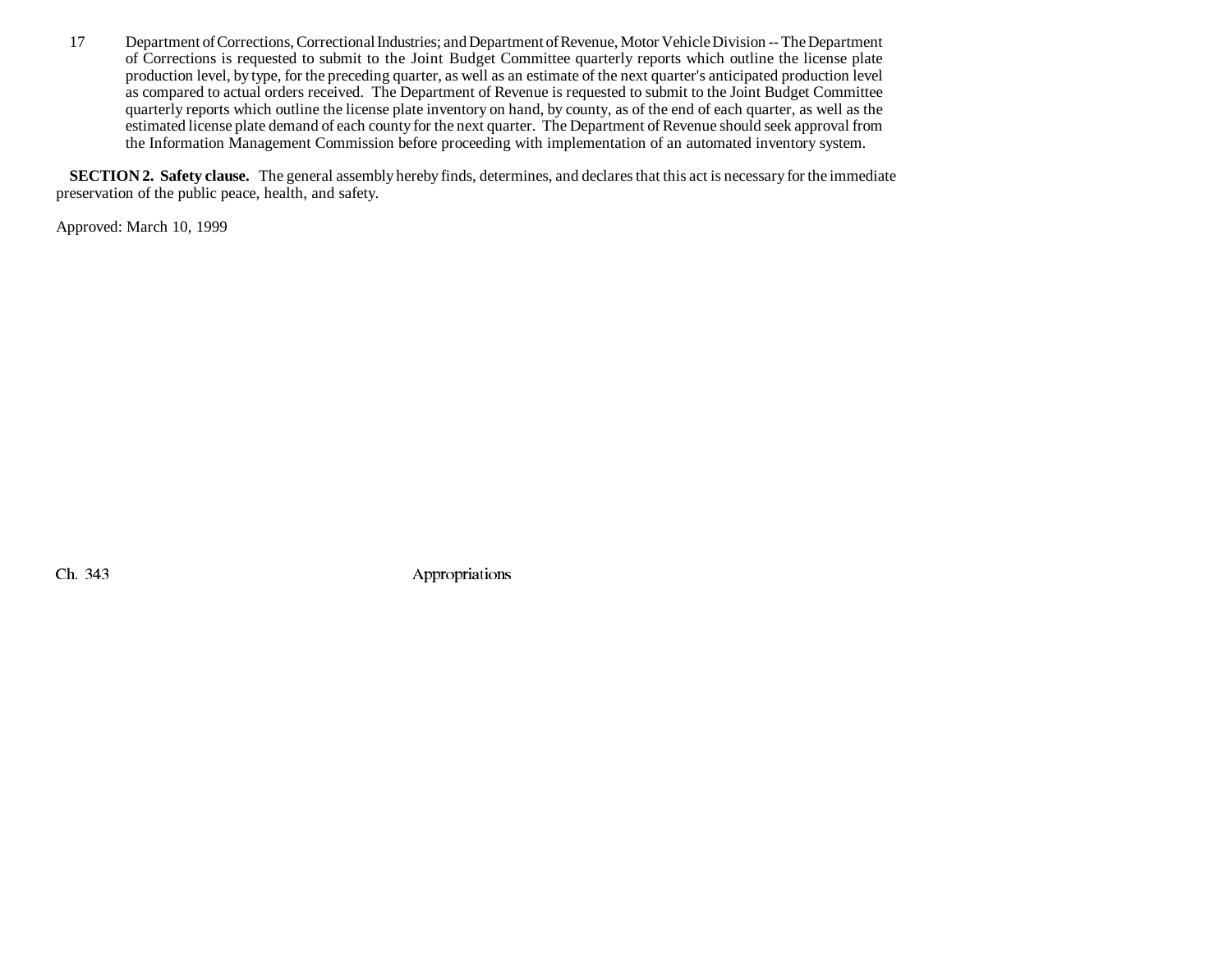17 Department of Corrections, Correctional Industries; and Department of Revenue, Motor Vehicle Division -- The Department of Corrections is requested to submit to the Joint Budget Committee quarterly reports which outline the license plate production level, by type, for the preceding quarter, as well as an estimate of the next quarter's anticipated production level as compared to actual orders received. The Department of Revenue is requested to submit to the Joint Budget Committee quarterly reports which outline the license plate inventory on hand, by county, as of the end of each quarter, as well as the estimated license plate demand of each county for the next quarter. The Department of Revenue should seek approval from the Information Management Commission before proceeding with implementation of an automated inventory system.

**SECTION 2. Safety clause.** The general assembly hereby finds, determines, and declares that this act is necessary for the immediate preservation of the public peace, health, and safety.

Approved: March 10, 1999